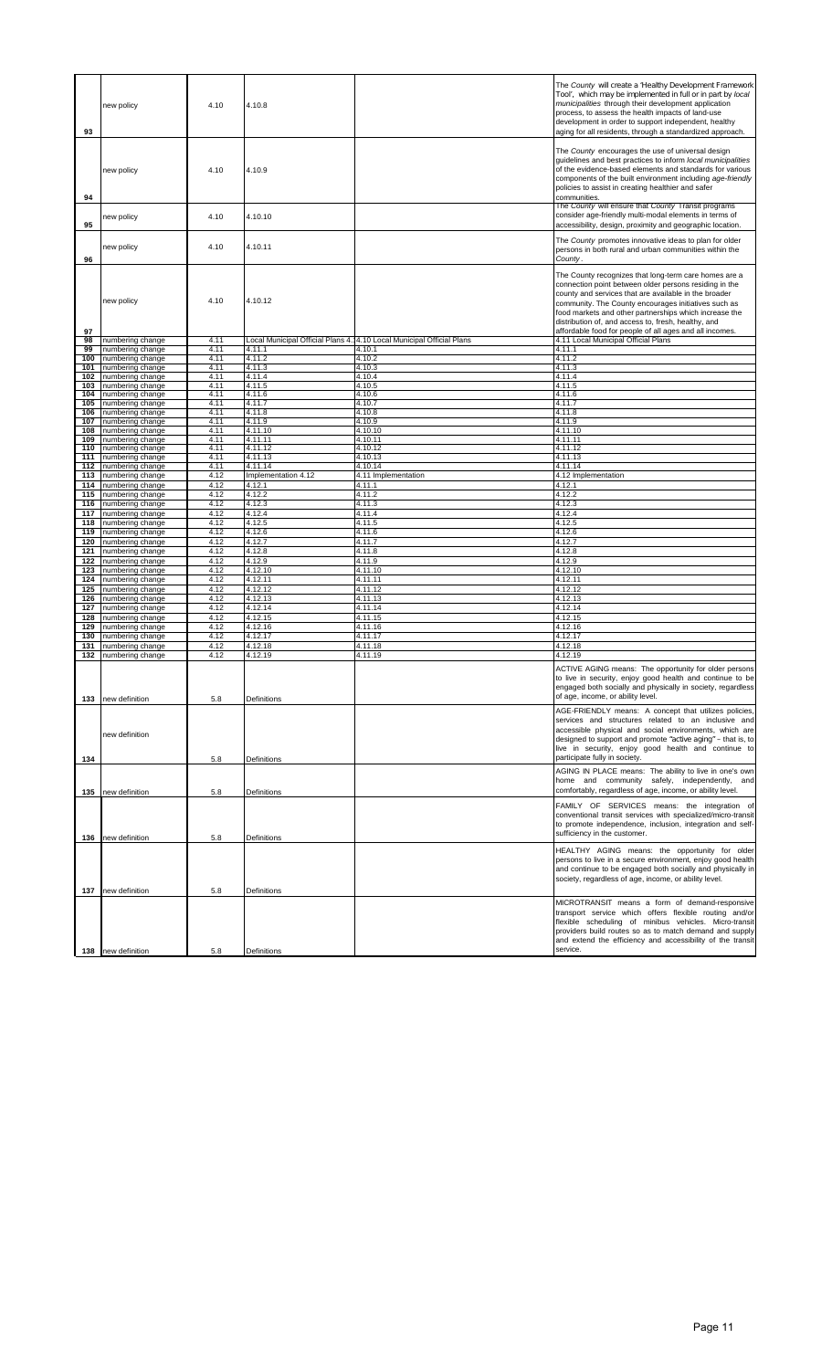| | | | | | |
|---|---|---|---|---|---|
| 93 | new policy | 4.10 | 4.10.8 | | The *County* will create a 'Healthy Development Framework Tool', which may be implemented in full or in part by *local municipalities* through their development application process, to assess the health impacts of land-use development in order to support independent, healthy aging for all residents, through a standardized approach. |
| 94 | new policy | 4.10 | 4.10.9 | | The *County* encourages the use of universal design guidelines and best practices to inform *local municipalities* of the evidence-based elements and standards for various components of the built environment including *age-friendly* policies to assist in creating healthier and safer communities. |
| 95 | new policy | 4.10 | 4.10.10 | | The *County* will ensure that *County* Transit programs consider age-friendly multi-modal elements in terms of accessibility, design, proximity and geographic location. |
| 96 | new policy | 4.10 | 4.10.11 | | The *County* promotes innovative ideas to plan for older persons in both rural and urban communities within the *County*. |
| 97 | new policy | 4.10 | 4.10.12 | | The County recognizes that long-term care homes are a connection point between older persons residing in the county and services that are available in the broader community. The County encourages initiatives such as food markets and other partnerships which increase the distribution of, and access to, fresh, healthy, and affordable food for people of all ages and all incomes. |
| 98 | numbering change | 4.11 | Local Municipal Official Plans 4.1 | 4.10 Local Municipal Official Plans | 4.11 Local Municipal Official Plans |
| 99 | numbering change | 4.11 | 4.11.1 | 4.10.1 | 4.11.1 |
| 100 | numbering change | 4.11 | 4.11.2 | 4.10.2 | 4.11.2 |
| 101 | numbering change | 4.11 | 4.11.3 | 4.10.3 | 4.11.3 |
| 102 | numbering change | 4.11 | 4.11.4 | 4.10.4 | 4.11.4 |
| 103 | numbering change | 4.11 | 4.11.5 | 4.10.5 | 4.11.5 |
| 104 | numbering change | 4.11 | 4.11.6 | 4.10.6 | 4.11.6 |
| 105 | numbering change | 4.11 | 4.11.7 | 4.10.7 | 4.11.7 |
| 106 | numbering change | 4.11 | 4.11.8 | 4.10.8 | 4.11.8 |
| 107 | numbering change | 4.11 | 4.11.9 | 4.10.9 | 4.11.9 |
| 108 | numbering change | 4.11 | 4.11.10 | 4.10.10 | 4.11.10 |
| 109 | numbering change | 4.11 | 4.11.11 | 4.10.11 | 4.11.11 |
| 110 | numbering change | 4.11 | 4.11.12 | 4.10.12 | 4.11.12 |
| 111 | numbering change | 4.11 | 4.11.13 | 4.10.13 | 4.11.13 |
| 112 | numbering change | 4.11 | 4.11.14 | 4.10.14 | 4.11.14 |
| 113 | numbering change | 4.12 | Implementation 4.12 | 4.11 Implementation | 4.12 Implementation |
| 114 | numbering change | 4.12 | 4.12.1 | 4.11.1 | 4.12.1 |
| 115 | numbering change | 4.12 | 4.12.2 | 4.11.2 | 4.12.2 |
| 116 | numbering change | 4.12 | 4.12.3 | 4.11.3 | 4.12.3 |
| 117 | numbering change | 4.12 | 4.12.4 | 4.11.4 | 4.12.4 |
| 118 | numbering change | 4.12 | 4.12.5 | 4.11.5 | 4.12.5 |
| 119 | numbering change | 4.12 | 4.12.6 | 4.11.6 | 4.12.6 |
| 120 | numbering change | 4.12 | 4.12.7 | 4.11.7 | 4.12.7 |
| 121 | numbering change | 4.12 | 4.12.8 | 4.11.8 | 4.12.8 |
| 122 | numbering change | 4.12 | 4.12.9 | 4.11.9 | 4.12.9 |
| 123 | numbering change | 4.12 | 4.12.10 | 4.11.10 | 4.12.10 |
| 124 | numbering change | 4.12 | 4.12.11 | 4.11.11 | 4.12.11 |
| 125 | numbering change | 4.12 | 4.12.12 | 4.11.12 | 4.12.12 |
| 126 | numbering change | 4.12 | 4.12.13 | 4.11.13 | 4.12.13 |
| 127 | numbering change | 4.12 | 4.12.14 | 4.11.14 | 4.12.14 |
| 128 | numbering change | 4.12 | 4.12.15 | 4.11.15 | 4.12.15 |
| 129 | numbering change | 4.12 | 4.12.16 | 4.11.16 | 4.12.16 |
| 130 | numbering change | 4.12 | 4.12.17 | 4.11.17 | 4.12.17 |
| 131 | numbering change | 4.12 | 4.12.18 | 4.11.18 | 4.12.18 |
| 132 | numbering change | 4.12 | 4.12.19 | 4.11.19 | 4.12.19 |
| 133 | new definition | 5.8 | Definitions | | ACTIVE AGING means: The opportunity for older persons to live in security, enjoy good health and continue to be engaged both socially and physically in society, regardless of age, income, or ability level. |
| 134 | new definition | 5.8 | Definitions | | AGE-FRIENDLY means: A concept that utilizes policies, services and structures related to an inclusive and accessible physical and social environments, which are designed to support and promote "active aging" – that is, to live in security, enjoy good health and continue to participate fully in society. |
| 135 | new definition | 5.8 | Definitions | | AGING IN PLACE means: The ability to live in one's own home and community safely, independently, and comfortably, regardless of age, income, or ability level. |
| 136 | new definition | 5.8 | Definitions | | FAMILY OF SERVICES means: the integration of conventional transit services with specialized/micro-transit to promote independence, inclusion, integration and self-sufficiency in the customer. |
| 137 | new definition | 5.8 | Definitions | | HEALTHY AGING means: the opportunity for older persons to live in a secure environment, enjoy good health and continue to be engaged both socially and physically in society, regardless of age, income, or ability level. |
| 138 | new definition | 5.8 | Definitions | | MICROTRANSIT means a form of demand-responsive transport service which offers flexible routing and/or flexible scheduling of minibus vehicles. Micro-transit providers build routes so as to match demand and supply and extend the efficiency and accessibility of the transit service. |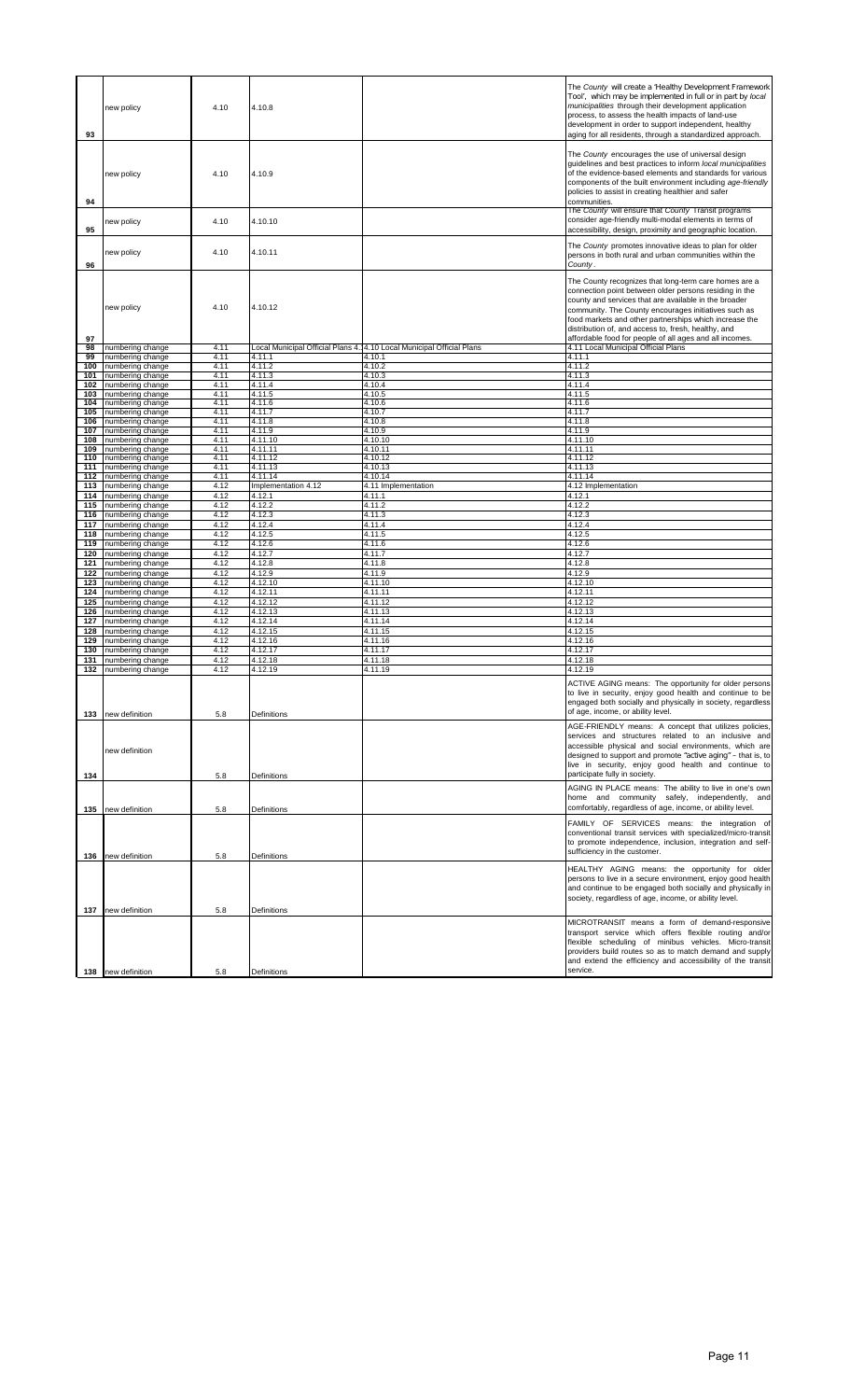| | | | | | |
|---|---|---|---|---|---|
| 93 | new policy | 4.10 | 4.10.8 | | The *County* will create a 'Healthy Development Framework Tool', which may be implemented in full or in part by *local municipalities* through their development application process, to assess the health impacts of land-use development in order to support independent, healthy aging for all residents, through a standardized approach. |
| 94 | new policy | 4.10 | 4.10.9 | | The *County* encourages the use of universal design guidelines and best practices to inform *local municipalities* of the evidence-based elements and standards for various components of the built environment including *age-friendly* policies to assist in creating healthier and safer communities. |
| 95 | new policy | 4.10 | 4.10.10 | | The *County* will ensure that *County* Transit programs consider age-friendly multi-modal elements in terms of accessibility, design, proximity and geographic location. |
| 96 | new policy | 4.10 | 4.10.11 | | The *County* promotes innovative ideas to plan for older persons in both rural and urban communities within the *County*. |
| 97 | new policy | 4.10 | 4.10.12 | | The County recognizes that long-term care homes are a connection point between older persons residing in the county and services that are available in the broader community. The County encourages initiatives such as food markets and other partnerships which increase the distribution of, and access to, fresh, healthy, and affordable food for people of all ages and all incomes. |
| 98 | numbering change | 4.11 | Local Municipal Official Plans 4.1 | 4.10 Local Municipal Official Plans | 4.11 Local Municipal Official Plans |
| 99 | numbering change | 4.11 | 4.11.1 | 4.10.1 | 4.11.1 |
| 100 | numbering change | 4.11 | 4.11.2 | 4.10.2 | 4.11.2 |
| 101 | numbering change | 4.11 | 4.11.3 | 4.10.3 | 4.11.3 |
| 102 | numbering change | 4.11 | 4.11.4 | 4.10.4 | 4.11.4 |
| 103 | numbering change | 4.11 | 4.11.5 | 4.10.5 | 4.11.5 |
| 104 | numbering change | 4.11 | 4.11.6 | 4.10.6 | 4.11.6 |
| 105 | numbering change | 4.11 | 4.11.7 | 4.10.7 | 4.11.7 |
| 106 | numbering change | 4.11 | 4.11.8 | 4.10.8 | 4.11.8 |
| 107 | numbering change | 4.11 | 4.11.9 | 4.10.9 | 4.11.9 |
| 108 | numbering change | 4.11 | 4.11.10 | 4.10.10 | 4.11.10 |
| 109 | numbering change | 4.11 | 4.11.11 | 4.10.11 | 4.11.11 |
| 110 | numbering change | 4.11 | 4.11.12 | 4.10.12 | 4.11.12 |
| 111 | numbering change | 4.11 | 4.11.13 | 4.10.13 | 4.11.13 |
| 112 | numbering change | 4.11 | 4.11.14 | 4.10.14 | 4.11.14 |
| 113 | numbering change | 4.12 | Implementation 4.12 | 4.11 Implementation | 4.12 Implementation |
| 114 | numbering change | 4.12 | 4.12.1 | 4.11.1 | 4.12.1 |
| 115 | numbering change | 4.12 | 4.12.2 | 4.11.2 | 4.12.2 |
| 116 | numbering change | 4.12 | 4.12.3 | 4.11.3 | 4.12.3 |
| 117 | numbering change | 4.12 | 4.12.4 | 4.11.4 | 4.12.4 |
| 118 | numbering change | 4.12 | 4.12.5 | 4.11.5 | 4.12.5 |
| 119 | numbering change | 4.12 | 4.12.6 | 4.11.6 | 4.12.6 |
| 120 | numbering change | 4.12 | 4.12.7 | 4.11.7 | 4.12.7 |
| 121 | numbering change | 4.12 | 4.12.8 | 4.11.8 | 4.12.8 |
| 122 | numbering change | 4.12 | 4.12.9 | 4.11.9 | 4.12.9 |
| 123 | numbering change | 4.12 | 4.12.10 | 4.11.10 | 4.12.10 |
| 124 | numbering change | 4.12 | 4.12.11 | 4.11.11 | 4.12.11 |
| 125 | numbering change | 4.12 | 4.12.12 | 4.11.12 | 4.12.12 |
| 126 | numbering change | 4.12 | 4.12.13 | 4.11.13 | 4.12.13 |
| 127 | numbering change | 4.12 | 4.12.14 | 4.11.14 | 4.12.14 |
| 128 | numbering change | 4.12 | 4.12.15 | 4.11.15 | 4.12.15 |
| 129 | numbering change | 4.12 | 4.12.16 | 4.11.16 | 4.12.16 |
| 130 | numbering change | 4.12 | 4.12.17 | 4.11.17 | 4.12.17 |
| 131 | numbering change | 4.12 | 4.12.18 | 4.11.18 | 4.12.18 |
| 132 | numbering change | 4.12 | 4.12.19 | 4.11.19 | 4.12.19 |
| 133 | new definition | 5.8 | Definitions | | ACTIVE AGING means: The opportunity for older persons to live in security, enjoy good health and continue to be engaged both socially and physically in society, regardless of age, income, or ability level. |
| 134 | new definition | 5.8 | Definitions | | AGE-FRIENDLY means: A concept that utilizes policies, services and structures related to an inclusive and accessible physical and social environments, which are designed to support and promote "active aging" – that is, to live in security, enjoy good health and continue to participate fully in society. |
| 135 | new definition | 5.8 | Definitions | | AGING IN PLACE means: The ability to live in one's own home and community safely, independently, and comfortably, regardless of age, income, or ability level. |
| 136 | new definition | 5.8 | Definitions | | FAMILY OF SERVICES means: the integration of conventional transit services with specialized/micro-transit to promote independence, inclusion, integration and self-sufficiency in the customer. |
| 137 | new definition | 5.8 | Definitions | | HEALTHY AGING means: the opportunity for older persons to live in a secure environment, enjoy good health and continue to be engaged both socially and physically in society, regardless of age, income, or ability level. |
| 138 | new definition | 5.8 | Definitions | | MICROTRANSIT means a form of demand-responsive transport service which offers flexible routing and/or flexible scheduling of minibus vehicles. Micro-transit providers build routes so as to match demand and supply and extend the efficiency and accessibility of the transit service. |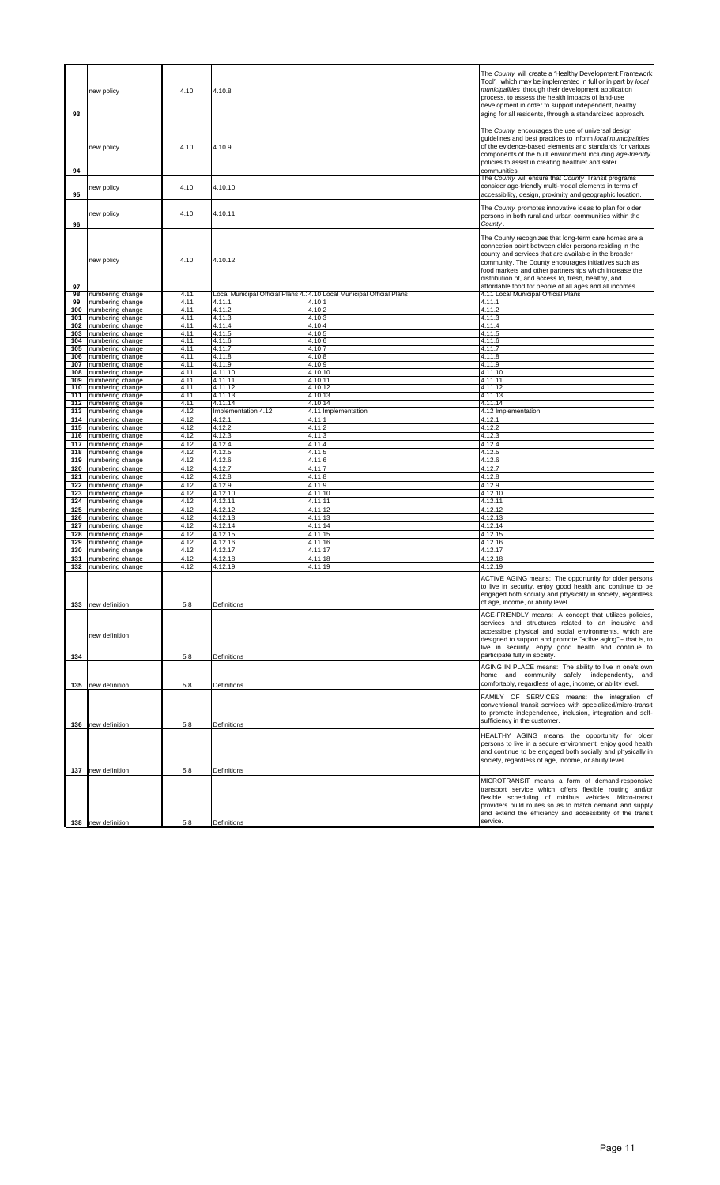| | | | | | |
|---|---|---|---|---|---|
| 93 | new policy | 4.10 | 4.10.8 | | The *County* will create a 'Healthy Development Framework Tool', which may be implemented in full or in part by *local municipalities* through their development application process, to assess the health impacts of land-use development in order to support independent, healthy aging for all residents, through a standardized approach. |
| 94 | new policy | 4.10 | 4.10.9 | | The *County* encourages the use of universal design guidelines and best practices to inform *local municipalities* of the evidence-based elements and standards for various components of the built environment including *age-friendly* policies to assist in creating healthier and safer communities. |
| 95 | new policy | 4.10 | 4.10.10 | | The *County* will ensure that *County* Transit programs consider age-friendly multi-modal elements in terms of accessibility, design, proximity and geographic location. |
| 96 | new policy | 4.10 | 4.10.11 | | The *County* promotes innovative ideas to plan for older persons in both rural and urban communities within the *County*. |
| 97 | new policy | 4.10 | 4.10.12 | | The County recognizes that long-term care homes are a connection point between older persons residing in the county and services that are available in the broader community. The County encourages initiatives such as food markets and other partnerships which increase the distribution of, and access to, fresh, healthy, and affordable food for people of all ages and all incomes. |
| 98 | numbering change | 4.11 | Local Municipal Official Plans 4.1 | 4.10 Local Municipal Official Plans | 4.11 Local Municipal Official Plans |
| 99 | numbering change | 4.11 | 4.11.1 | 4.10.1 | 4.11.1 |
| 100 | numbering change | 4.11 | 4.11.2 | 4.10.2 | 4.11.2 |
| 101 | numbering change | 4.11 | 4.11.3 | 4.10.3 | 4.11.3 |
| 102 | numbering change | 4.11 | 4.11.4 | 4.10.4 | 4.11.4 |
| 103 | numbering change | 4.11 | 4.11.5 | 4.10.5 | 4.11.5 |
| 104 | numbering change | 4.11 | 4.11.6 | 4.10.6 | 4.11.6 |
| 105 | numbering change | 4.11 | 4.11.7 | 4.10.7 | 4.11.7 |
| 106 | numbering change | 4.11 | 4.11.8 | 4.10.8 | 4.11.8 |
| 107 | numbering change | 4.11 | 4.11.9 | 4.10.9 | 4.11.9 |
| 108 | numbering change | 4.11 | 4.11.10 | 4.10.10 | 4.11.10 |
| 109 | numbering change | 4.11 | 4.11.11 | 4.10.11 | 4.11.11 |
| 110 | numbering change | 4.11 | 4.11.12 | 4.10.12 | 4.11.12 |
| 111 | numbering change | 4.11 | 4.11.13 | 4.10.13 | 4.11.13 |
| 112 | numbering change | 4.11 | 4.11.14 | 4.10.14 | 4.11.14 |
| 113 | numbering change | 4.12 | Implementation 4.12 | 4.11 Implementation | 4.12 Implementation |
| 114 | numbering change | 4.12 | 4.12.1 | 4.11.1 | 4.12.1 |
| 115 | numbering change | 4.12 | 4.12.2 | 4.11.2 | 4.12.2 |
| 116 | numbering change | 4.12 | 4.12.3 | 4.11.3 | 4.12.3 |
| 117 | numbering change | 4.12 | 4.12.4 | 4.11.4 | 4.12.4 |
| 118 | numbering change | 4.12 | 4.12.5 | 4.11.5 | 4.12.5 |
| 119 | numbering change | 4.12 | 4.12.6 | 4.11.6 | 4.12.6 |
| 120 | numbering change | 4.12 | 4.12.7 | 4.11.7 | 4.12.7 |
| 121 | numbering change | 4.12 | 4.12.8 | 4.11.8 | 4.12.8 |
| 122 | numbering change | 4.12 | 4.12.9 | 4.11.9 | 4.12.9 |
| 123 | numbering change | 4.12 | 4.12.10 | 4.11.10 | 4.12.10 |
| 124 | numbering change | 4.12 | 4.12.11 | 4.11.11 | 4.12.11 |
| 125 | numbering change | 4.12 | 4.12.12 | 4.11.12 | 4.12.12 |
| 126 | numbering change | 4.12 | 4.12.13 | 4.11.13 | 4.12.13 |
| 127 | numbering change | 4.12 | 4.12.14 | 4.11.14 | 4.12.14 |
| 128 | numbering change | 4.12 | 4.12.15 | 4.11.15 | 4.12.15 |
| 129 | numbering change | 4.12 | 4.12.16 | 4.11.16 | 4.12.16 |
| 130 | numbering change | 4.12 | 4.12.17 | 4.11.17 | 4.12.17 |
| 131 | numbering change | 4.12 | 4.12.18 | 4.11.18 | 4.12.18 |
| 132 | numbering change | 4.12 | 4.12.19 | 4.11.19 | 4.12.19 |
| 133 | new definition | 5.8 | Definitions | | ACTIVE AGING means: The opportunity for older persons to live in security, enjoy good health and continue to be engaged both socially and physically in society, regardless of age, income, or ability level. |
| 134 | new definition | 5.8 | Definitions | | AGE-FRIENDLY means: A concept that utilizes policies, services and structures related to an inclusive and accessible physical and social environments, which are designed to support and promote "active aging" – that is, to live in security, enjoy good health and continue to participate fully in society. |
| 135 | new definition | 5.8 | Definitions | | AGING IN PLACE means: The ability to live in one's own home and community safely, independently, and comfortably, regardless of age, income, or ability level. |
| 136 | new definition | 5.8 | Definitions | | FAMILY OF SERVICES means: the integration of conventional transit services with specialized/micro-transit to promote independence, inclusion, integration and self-sufficiency in the customer. |
| 137 | new definition | 5.8 | Definitions | | HEALTHY AGING means: the opportunity for older persons to live in a secure environment, enjoy good health and continue to be engaged both socially and physically in society, regardless of age, income, or ability level. |
| 138 | new definition | 5.8 | Definitions | | MICROTRANSIT means a form of demand-responsive transport service which offers flexible routing and/or flexible scheduling of minibus vehicles. Micro-transit providers build routes so as to match demand and supply and extend the efficiency and accessibility of the transit service. |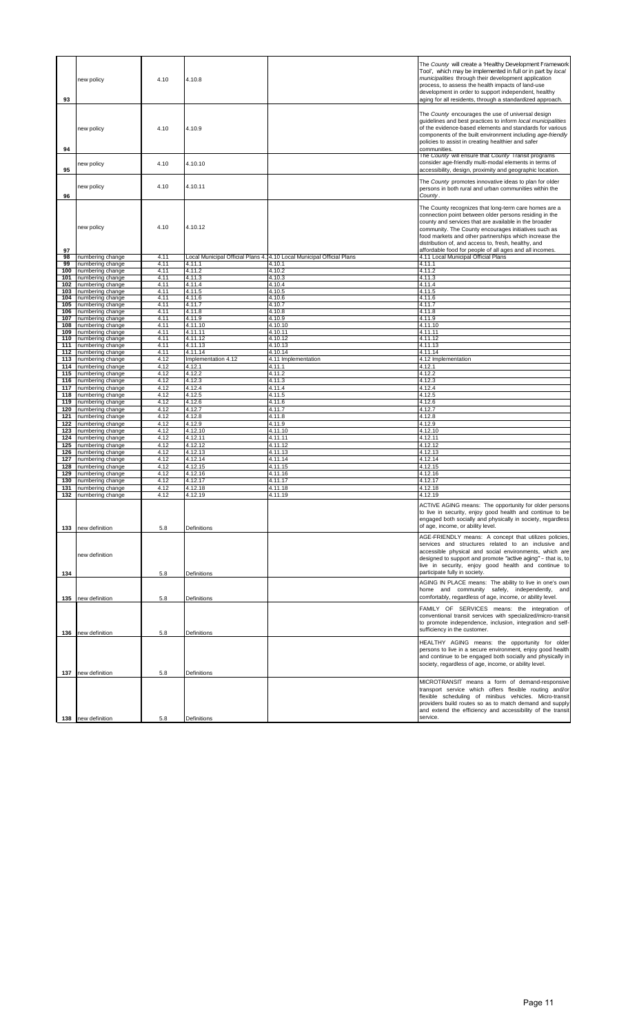| | | | | | |
|---|---|---|---|---|---|
| 93 | new policy | 4.10 | 4.10.8 | | The *County* will create a 'Healthy Development Framework Tool', which may be implemented in full or in part by *local municipalities* through their development application process, to assess the health impacts of land-use development in order to support independent, healthy aging for all residents, through a standardized approach. |
| 94 | new policy | 4.10 | 4.10.9 | | The *County* encourages the use of universal design guidelines and best practices to inform *local municipalities* of the evidence-based elements and standards for various components of the built environment including *age-friendly* policies to assist in creating healthier and safer communities. |
| 95 | new policy | 4.10 | 4.10.10 | | The *County* will ensure that *County* Transit programs consider age-friendly multi-modal elements in terms of accessibility, design, proximity and geographic location. |
| 96 | new policy | 4.10 | 4.10.11 | | The *County* promotes innovative ideas to plan for older persons in both rural and urban communities within the *County*. |
| 97 | new policy | 4.10 | 4.10.12 | | The County recognizes that long-term care homes are a connection point between older persons residing in the county and services that are available in the broader community. The County encourages initiatives such as food markets and other partnerships which increase the distribution of, and access to, fresh, healthy, and affordable food for people of all ages and all incomes. |
| 98 | numbering change | 4.11 | Local Municipal Official Plans 4.11 | 4.10 Local Municipal Official Plans | 4.11 Local Municipal Official Plans |
| 99 | numbering change | 4.11 | 4.11.1 | 4.10.1 | 4.11.1 |
| 100 | numbering change | 4.11 | 4.11.2 | 4.10.2 | 4.11.2 |
| 101 | numbering change | 4.11 | 4.11.3 | 4.10.3 | 4.11.3 |
| 102 | numbering change | 4.11 | 4.11.4 | 4.10.4 | 4.11.4 |
| 103 | numbering change | 4.11 | 4.11.5 | 4.10.5 | 4.11.5 |
| 104 | numbering change | 4.11 | 4.11.6 | 4.10.6 | 4.11.6 |
| 105 | numbering change | 4.11 | 4.11.7 | 4.10.7 | 4.11.7 |
| 106 | numbering change | 4.11 | 4.11.8 | 4.10.8 | 4.11.8 |
| 107 | numbering change | 4.11 | 4.11.9 | 4.10.9 | 4.11.9 |
| 108 | numbering change | 4.11 | 4.11.10 | 4.10.10 | 4.11.10 |
| 109 | numbering change | 4.11 | 4.11.11 | 4.10.11 | 4.11.11 |
| 110 | numbering change | 4.11 | 4.11.12 | 4.10.12 | 4.11.12 |
| 111 | numbering change | 4.11 | 4.11.13 | 4.10.13 | 4.11.13 |
| 112 | numbering change | 4.11 | 4.11.14 | 4.10.14 | 4.11.14 |
| 113 | numbering change | 4.12 | Implementation 4.12 | 4.11 Implementation | 4.12 Implementation |
| 114 | numbering change | 4.12 | 4.12.1 | 4.11.1 | 4.12.1 |
| 115 | numbering change | 4.12 | 4.12.2 | 4.11.2 | 4.12.2 |
| 116 | numbering change | 4.12 | 4.12.3 | 4.11.3 | 4.12.3 |
| 117 | numbering change | 4.12 | 4.12.4 | 4.11.4 | 4.12.4 |
| 118 | numbering change | 4.12 | 4.12.5 | 4.11.5 | 4.12.5 |
| 119 | numbering change | 4.12 | 4.12.6 | 4.11.6 | 4.12.6 |
| 120 | numbering change | 4.12 | 4.12.7 | 4.11.7 | 4.12.7 |
| 121 | numbering change | 4.12 | 4.12.8 | 4.11.8 | 4.12.8 |
| 122 | numbering change | 4.12 | 4.12.9 | 4.11.9 | 4.12.9 |
| 123 | numbering change | 4.12 | 4.12.10 | 4.11.10 | 4.12.10 |
| 124 | numbering change | 4.12 | 4.12.11 | 4.11.11 | 4.12.11 |
| 125 | numbering change | 4.12 | 4.12.12 | 4.11.12 | 4.12.12 |
| 126 | numbering change | 4.12 | 4.12.13 | 4.11.13 | 4.12.13 |
| 127 | numbering change | 4.12 | 4.12.14 | 4.11.14 | 4.12.14 |
| 128 | numbering change | 4.12 | 4.12.15 | 4.11.15 | 4.12.15 |
| 129 | numbering change | 4.12 | 4.12.16 | 4.11.16 | 4.12.16 |
| 130 | numbering change | 4.12 | 4.12.17 | 4.11.17 | 4.12.17 |
| 131 | numbering change | 4.12 | 4.12.18 | 4.11.18 | 4.12.18 |
| 132 | numbering change | 4.12 | 4.12.19 | 4.11.19 | 4.12.19 |
| 133 | new definition | 5.8 | Definitions | | ACTIVE AGING means: The opportunity for older persons to live in security, enjoy good health and continue to be engaged both socially and physically in society, regardless of age, income, or ability level. |
| 134 | new definition | 5.8 | Definitions | | AGE-FRIENDLY means: A concept that utilizes policies, services and structures related to an inclusive and accessible physical and social environments, which are designed to support and promote "active aging" – that is, to live in security, enjoy good health and continue to participate fully in society. |
| 135 | new definition | 5.8 | Definitions | | AGING IN PLACE means: The ability to live in one's own home and community safely, independently, and comfortably, regardless of age, income, or ability level. |
| 136 | new definition | 5.8 | Definitions | | FAMILY OF SERVICES means: the integration of conventional transit services with specialized/micro-transit to promote independence, inclusion, integration and self-sufficiency in the customer. |
| 137 | new definition | 5.8 | Definitions | | HEALTHY AGING means: the opportunity for older persons to live in a secure environment, enjoy good health and continue to be engaged both socially and physically in society, regardless of age, income, or ability level. |
| 138 | new definition | 5.8 | Definitions | | MICROTRANSIT means a form of demand-responsive transport service which offers flexible routing and/or flexible scheduling of minibus vehicles. Micro-transit providers build routes so as to match demand and supply and extend the efficiency and accessibility of the transit service. |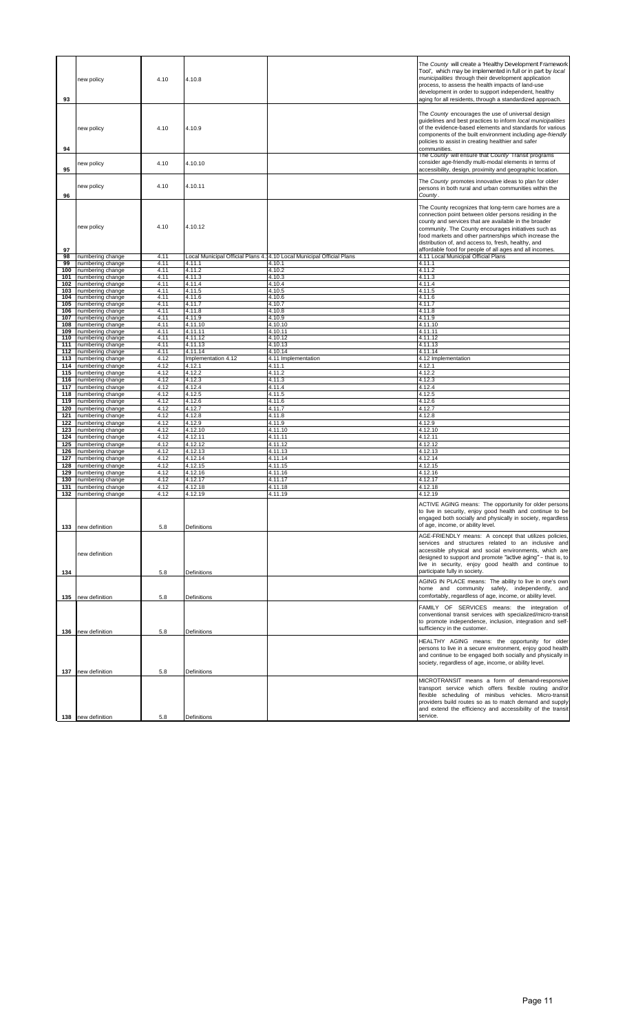| | | | | | |
|---|---|---|---|---|---|
| 93 | new policy | 4.10 | 4.10.8 | | The *County* will create a 'Healthy Development Framework Tool', which may be implemented in full or in part by *local municipalities* through their development application process, to assess the health impacts of land-use development in order to support independent, healthy aging for all residents, through a standardized approach. |
| 94 | new policy | 4.10 | 4.10.9 | | The *County* encourages the use of universal design guidelines and best practices to inform *local municipalities* of the evidence-based elements and standards for various components of the built environment including *age-friendly* policies to assist in creating healthier and safer communities. |
| 95 | new policy | 4.10 | 4.10.10 | | The *County* will ensure that *County* Transit programs consider age-friendly multi-modal elements in terms of accessibility, design, proximity and geographic location. |
| 96 | new policy | 4.10 | 4.10.11 | | The *County* promotes innovative ideas to plan for older persons in both rural and urban communities within the *County*. |
| 97 | new policy | 4.10 | 4.10.12 | | The County recognizes that long-term care homes are a connection point between older persons residing in the county and services that are available in the broader community. The County encourages initiatives such as food markets and other partnerships which increase the distribution of, and access to, fresh, healthy, and affordable food for people of all ages and all incomes. |
| 98 | numbering change | 4.11 | Local Municipal Official Plans 4.1 | 4.10 Local Municipal Official Plans | 4.11 Local Municipal Official Plans |
| 99 | numbering change | 4.11 | 4.11.1 | 4.10.1 | 4.11.1 |
| 100 | numbering change | 4.11 | 4.11.2 | 4.10.2 | 4.11.2 |
| 101 | numbering change | 4.11 | 4.11.3 | 4.10.3 | 4.11.3 |
| 102 | numbering change | 4.11 | 4.11.4 | 4.10.4 | 4.11.4 |
| 103 | numbering change | 4.11 | 4.11.5 | 4.10.5 | 4.11.5 |
| 104 | numbering change | 4.11 | 4.11.6 | 4.10.6 | 4.11.6 |
| 105 | numbering change | 4.11 | 4.11.7 | 4.10.7 | 4.11.7 |
| 106 | numbering change | 4.11 | 4.11.8 | 4.10.8 | 4.11.8 |
| 107 | numbering change | 4.11 | 4.11.9 | 4.10.9 | 4.11.9 |
| 108 | numbering change | 4.11 | 4.11.10 | 4.10.10 | 4.11.10 |
| 109 | numbering change | 4.11 | 4.11.11 | 4.10.11 | 4.11.11 |
| 110 | numbering change | 4.11 | 4.11.12 | 4.10.12 | 4.11.12 |
| 111 | numbering change | 4.11 | 4.11.13 | 4.10.13 | 4.11.13 |
| 112 | numbering change | 4.11 | 4.11.14 | 4.10.14 | 4.11.14 |
| 113 | numbering change | 4.12 | Implementation 4.12 | 4.11 Implementation | 4.12 Implementation |
| 114 | numbering change | 4.12 | 4.12.1 | 4.11.1 | 4.12.1 |
| 115 | numbering change | 4.12 | 4.12.2 | 4.11.2 | 4.12.2 |
| 116 | numbering change | 4.12 | 4.12.3 | 4.11.3 | 4.12.3 |
| 117 | numbering change | 4.12 | 4.12.4 | 4.11.4 | 4.12.4 |
| 118 | numbering change | 4.12 | 4.12.5 | 4.11.5 | 4.12.5 |
| 119 | numbering change | 4.12 | 4.12.6 | 4.11.6 | 4.12.6 |
| 120 | numbering change | 4.12 | 4.12.7 | 4.11.7 | 4.12.7 |
| 121 | numbering change | 4.12 | 4.12.8 | 4.11.8 | 4.12.8 |
| 122 | numbering change | 4.12 | 4.12.9 | 4.11.9 | 4.12.9 |
| 123 | numbering change | 4.12 | 4.12.10 | 4.11.10 | 4.12.10 |
| 124 | numbering change | 4.12 | 4.12.11 | 4.11.11 | 4.12.11 |
| 125 | numbering change | 4.12 | 4.12.12 | 4.11.12 | 4.12.12 |
| 126 | numbering change | 4.12 | 4.12.13 | 4.11.13 | 4.12.13 |
| 127 | numbering change | 4.12 | 4.12.14 | 4.11.14 | 4.12.14 |
| 128 | numbering change | 4.12 | 4.12.15 | 4.11.15 | 4.12.15 |
| 129 | numbering change | 4.12 | 4.12.16 | 4.11.16 | 4.12.16 |
| 130 | numbering change | 4.12 | 4.12.17 | 4.11.17 | 4.12.17 |
| 131 | numbering change | 4.12 | 4.12.18 | 4.11.18 | 4.12.18 |
| 132 | numbering change | 4.12 | 4.12.19 | 4.11.19 | 4.12.19 |
| 133 | new definition | 5.8 | Definitions | | ACTIVE AGING means: The opportunity for older persons to live in security, enjoy good health and continue to be engaged both socially and physically in society, regardless of age, income, or ability level. |
| 134 | new definition | 5.8 | Definitions | | AGE-FRIENDLY means: A concept that utilizes policies, services and structures related to an inclusive and accessible physical and social environments, which are designed to support and promote "active aging" – that is, to live in security, enjoy good health and continue to participate fully in society. |
| 135 | new definition | 5.8 | Definitions | | AGING IN PLACE means: The ability to live in one's own home and community safely, independently, and comfortably, regardless of age, income, or ability level. |
| 136 | new definition | 5.8 | Definitions | | FAMILY OF SERVICES means: the integration of conventional transit services with specialized/micro-transit to promote independence, inclusion, integration and self-sufficiency in the customer. |
| 137 | new definition | 5.8 | Definitions | | HEALTHY AGING means: the opportunity for older persons to live in a secure environment, enjoy good health and continue to be engaged both socially and physically in society, regardless of age, income, or ability level. |
| 138 | new definition | 5.8 | Definitions | | MICROTRANSIT means a form of demand-responsive transport service which offers flexible routing and/or flexible scheduling of minibus vehicles. Micro-transit providers build routes so as to match demand and supply and extend the efficiency and accessibility of the transit service. |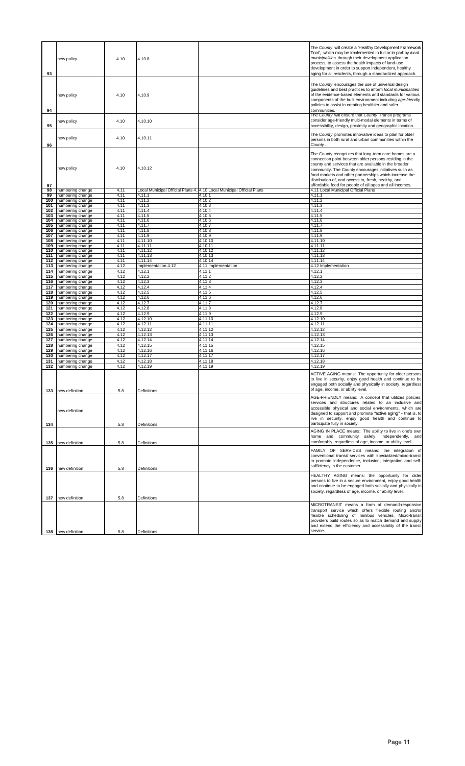| | | | | | |
|---|---|---|---|---|---|
| 93 | new policy | 4.10 | 4.10.8 | | The *County* will create a 'Healthy Development Framework Tool', which may be implemented in full or in part by *local municipalities* through their development application process, to assess the health impacts of land-use development in order to support independent, healthy aging for all residents, through a standardized approach. |
| 94 | new policy | 4.10 | 4.10.9 | | The *County* encourages the use of universal design guidelines and best practices to inform *local municipalities* of the evidence-based elements and standards for various components of the built environment including *age-friendly* policies to assist in creating healthier and safer communities. |
| 95 | new policy | 4.10 | 4.10.10 | | The *County* will ensure that *County* Transit programs consider age-friendly multi-modal elements in terms of accessibility, design, proximity and geographic location. |
| 96 | new policy | 4.10 | 4.10.11 | | The *County* promotes innovative ideas to plan for older persons in both rural and urban communities within the *County*. |
| 97 | new policy | 4.10 | 4.10.12 | | The County recognizes that long-term care homes are a connection point between older persons residing in the county and services that are available in the broader community. The County encourages initiatives such as food markets and other partnerships which increase the distribution of, and access to, fresh, healthy, and affordable food for people of all ages and all incomes. |
| 98 | numbering change | 4.11 | Local Municipal Official Plans 4.1 | 4.10 Local Municipal Official Plans | 4.11 Local Municipal Official Plans |
| 99 | numbering change | 4.11 | 4.11.1 | 4.10.1 | 4.11.1 |
| 100 | numbering change | 4.11 | 4.11.2 | 4.10.2 | 4.11.2 |
| 101 | numbering change | 4.11 | 4.11.3 | 4.10.3 | 4.11.3 |
| 102 | numbering change | 4.11 | 4.11.4 | 4.10.4 | 4.11.4 |
| 103 | numbering change | 4.11 | 4.11.5 | 4.10.5 | 4.11.5 |
| 104 | numbering change | 4.11 | 4.11.6 | 4.10.6 | 4.11.6 |
| 105 | numbering change | 4.11 | 4.11.7 | 4.10.7 | 4.11.7 |
| 106 | numbering change | 4.11 | 4.11.8 | 4.10.8 | 4.11.8 |
| 107 | numbering change | 4.11 | 4.11.9 | 4.10.9 | 4.11.9 |
| 108 | numbering change | 4.11 | 4.11.10 | 4.10.10 | 4.11.10 |
| 109 | numbering change | 4.11 | 4.11.11 | 4.10.11 | 4.11.11 |
| 110 | numbering change | 4.11 | 4.11.12 | 4.10.12 | 4.11.12 |
| 111 | numbering change | 4.11 | 4.11.13 | 4.10.13 | 4.11.13 |
| 112 | numbering change | 4.11 | 4.11.14 | 4.10.14 | 4.11.14 |
| 113 | numbering change | 4.12 | Implementation 4.12 | 4.11 Implementation | 4.12 Implementation |
| 114 | numbering change | 4.12 | 4.12.1 | 4.11.1 | 4.12.1 |
| 115 | numbering change | 4.12 | 4.12.2 | 4.11.2 | 4.12.2 |
| 116 | numbering change | 4.12 | 4.12.3 | 4.11.3 | 4.12.3 |
| 117 | numbering change | 4.12 | 4.12.4 | 4.11.4 | 4.12.4 |
| 118 | numbering change | 4.12 | 4.12.5 | 4.11.5 | 4.12.5 |
| 119 | numbering change | 4.12 | 4.12.6 | 4.11.6 | 4.12.6 |
| 120 | numbering change | 4.12 | 4.12.7 | 4.11.7 | 4.12.7 |
| 121 | numbering change | 4.12 | 4.12.8 | 4.11.8 | 4.12.8 |
| 122 | numbering change | 4.12 | 4.12.9 | 4.11.9 | 4.12.9 |
| 123 | numbering change | 4.12 | 4.12.10 | 4.11.10 | 4.12.10 |
| 124 | numbering change | 4.12 | 4.12.11 | 4.11.11 | 4.12.11 |
| 125 | numbering change | 4.12 | 4.12.12 | 4.11.12 | 4.12.12 |
| 126 | numbering change | 4.12 | 4.12.13 | 4.11.13 | 4.12.13 |
| 127 | numbering change | 4.12 | 4.12.14 | 4.11.14 | 4.12.14 |
| 128 | numbering change | 4.12 | 4.12.15 | 4.11.15 | 4.12.15 |
| 129 | numbering change | 4.12 | 4.12.16 | 4.11.16 | 4.12.16 |
| 130 | numbering change | 4.12 | 4.12.17 | 4.11.17 | 4.12.17 |
| 131 | numbering change | 4.12 | 4.12.18 | 4.11.18 | 4.12.18 |
| 132 | numbering change | 4.12 | 4.12.19 | 4.11.19 | 4.12.19 |
| 133 | new definition | 5.8 | Definitions | | ACTIVE AGING means: The opportunity for older persons to live in security, enjoy good health and continue to be engaged both socially and physically in society, regardless of age, income, or ability level. |
| 134 | new definition | 5.8 | Definitions | | AGE-FRIENDLY means: A concept that utilizes policies, services and structures related to an inclusive and accessible physical and social environments, which are designed to support and promote "active aging" – that is, to live in security, enjoy good health and continue to participate fully in society. |
| 135 | new definition | 5.8 | Definitions | | AGING IN PLACE means: The ability to live in one's own home and community safely, independently, and comfortably, regardless of age, income, or ability level. |
| 136 | new definition | 5.8 | Definitions | | FAMILY OF SERVICES means: the integration of conventional transit services with specialized/micro-transit to promote independence, inclusion, integration and self-sufficiency in the customer. |
| 137 | new definition | 5.8 | Definitions | | HEALTHY AGING means: the opportunity for older persons to live in a secure environment, enjoy good health and continue to be engaged both socially and physically in society, regardless of age, income, or ability level. |
| 138 | new definition | 5.8 | Definitions | | MICROTRANSIT means a form of demand-responsive transport service which offers flexible routing and/or flexible scheduling of minibus vehicles. Micro-transit providers build routes so as to match demand and supply and extend the efficiency and accessibility of the transit service. |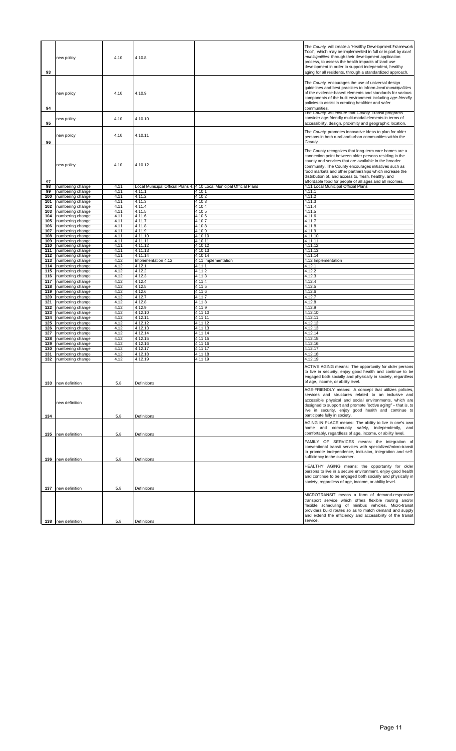| | | | | | |
|---|---|---|---|---|---|
| 93 | new policy | 4.10 | 4.10.8 | | The *County* will create a 'Healthy Development Framework Tool', which may be implemented in full or in part by *local municipalities* through their development application process, to assess the health impacts of land-use development in order to support independent, healthy aging for all residents, through a standardized approach. |
| 94 | new policy | 4.10 | 4.10.9 | | The *County* encourages the use of universal design guidelines and best practices to inform *local municipalities* of the evidence-based elements and standards for various components of the built environment including *age-friendly* policies to assist in creating healthier and safer communities. |
| 95 | new policy | 4.10 | 4.10.10 | | The *County* will ensure that *County* Transit programs consider age-friendly multi-modal elements in terms of accessibility, design, proximity and geographic location. |
| 96 | new policy | 4.10 | 4.10.11 | | The *County* promotes innovative ideas to plan for older persons in both rural and urban communities within the *County*. |
| 97 | new policy | 4.10 | 4.10.12 | | The County recognizes that long-term care homes are a connection point between older persons residing in the county and services that are available in the broader community. The County encourages initiatives such as food markets and other partnerships which increase the distribution of, and access to, fresh, healthy, and affordable food for people of all ages and all incomes. |
| 98 | numbering change | 4.11 | Local Municipal Official Plans 4.11 | 4.10 Local Municipal Official Plans | 4.11 Local Municipal Official Plans |
| 99 | numbering change | 4.11 | 4.11.1 | 4.10.1 | 4.11.1 |
| 100 | numbering change | 4.11 | 4.11.2 | 4.10.2 | 4.11.2 |
| 101 | numbering change | 4.11 | 4.11.3 | 4.10.3 | 4.11.3 |
| 102 | numbering change | 4.11 | 4.11.4 | 4.10.4 | 4.11.4 |
| 103 | numbering change | 4.11 | 4.11.5 | 4.10.5 | 4.11.5 |
| 104 | numbering change | 4.11 | 4.11.6 | 4.10.6 | 4.11.6 |
| 105 | numbering change | 4.11 | 4.11.7 | 4.10.7 | 4.11.7 |
| 106 | numbering change | 4.11 | 4.11.8 | 4.10.8 | 4.11.8 |
| 107 | numbering change | 4.11 | 4.11.9 | 4.10.9 | 4.11.9 |
| 108 | numbering change | 4.11 | 4.11.10 | 4.10.10 | 4.11.10 |
| 109 | numbering change | 4.11 | 4.11.11 | 4.10.11 | 4.11.11 |
| 110 | numbering change | 4.11 | 4.11.12 | 4.10.12 | 4.11.12 |
| 111 | numbering change | 4.11 | 4.11.13 | 4.10.13 | 4.11.13 |
| 112 | numbering change | 4.11 | 4.11.14 | 4.10.14 | 4.11.14 |
| 113 | numbering change | 4.12 | Implementation 4.12 | 4.11 Implementation | 4.12 Implementation |
| 114 | numbering change | 4.12 | 4.12.1 | 4.11.1 | 4.12.1 |
| 115 | numbering change | 4.12 | 4.12.2 | 4.11.2 | 4.12.2 |
| 116 | numbering change | 4.12 | 4.12.3 | 4.11.3 | 4.12.3 |
| 117 | numbering change | 4.12 | 4.12.4 | 4.11.4 | 4.12.4 |
| 118 | numbering change | 4.12 | 4.12.5 | 4.11.5 | 4.12.5 |
| 119 | numbering change | 4.12 | 4.12.6 | 4.11.6 | 4.12.6 |
| 120 | numbering change | 4.12 | 4.12.7 | 4.11.7 | 4.12.7 |
| 121 | numbering change | 4.12 | 4.12.8 | 4.11.8 | 4.12.8 |
| 122 | numbering change | 4.12 | 4.12.9 | 4.11.9 | 4.12.9 |
| 123 | numbering change | 4.12 | 4.12.10 | 4.11.10 | 4.12.10 |
| 124 | numbering change | 4.12 | 4.12.11 | 4.11.11 | 4.12.11 |
| 125 | numbering change | 4.12 | 4.12.12 | 4.11.12 | 4.12.12 |
| 126 | numbering change | 4.12 | 4.12.13 | 4.11.13 | 4.12.13 |
| 127 | numbering change | 4.12 | 4.12.14 | 4.11.14 | 4.12.14 |
| 128 | numbering change | 4.12 | 4.12.15 | 4.11.15 | 4.12.15 |
| 129 | numbering change | 4.12 | 4.12.16 | 4.11.16 | 4.12.16 |
| 130 | numbering change | 4.12 | 4.12.17 | 4.11.17 | 4.12.17 |
| 131 | numbering change | 4.12 | 4.12.18 | 4.11.18 | 4.12.18 |
| 132 | numbering change | 4.12 | 4.12.19 | 4.11.19 | 4.12.19 |
| 133 | new definition | 5.8 | Definitions | | ACTIVE AGING means: The opportunity for older persons to live in security, enjoy good health and continue to be engaged both socially and physically in society, regardless of age, income, or ability level. |
| 134 | new definition | 5.8 | Definitions | | AGE-FRIENDLY means: A concept that utilizes policies, services and structures related to an inclusive and accessible physical and social environments, which are designed to support and promote "active aging" – that is, to live in security, enjoy good health and continue to participate fully in society. |
| 135 | new definition | 5.8 | Definitions | | AGING IN PLACE means: The ability to live in one's own home and community safely, independently, and comfortably, regardless of age, income, or ability level. |
| 136 | new definition | 5.8 | Definitions | | FAMILY OF SERVICES means: the integration of conventional transit services with specialized/micro-transit to promote independence, inclusion, integration and self-sufficiency in the customer. |
| 137 | new definition | 5.8 | Definitions | | HEALTHY AGING means: the opportunity for older persons to live in a secure environment, enjoy good health and continue to be engaged both socially and physically in society, regardless of age, income, or ability level. |
| 138 | new definition | 5.8 | Definitions | | MICROTRANSIT means a form of demand-responsive transport service which offers flexible routing and/or flexible scheduling of minibus vehicles. Micro-transit providers build routes so as to match demand and supply and extend the efficiency and accessibility of the transit service. |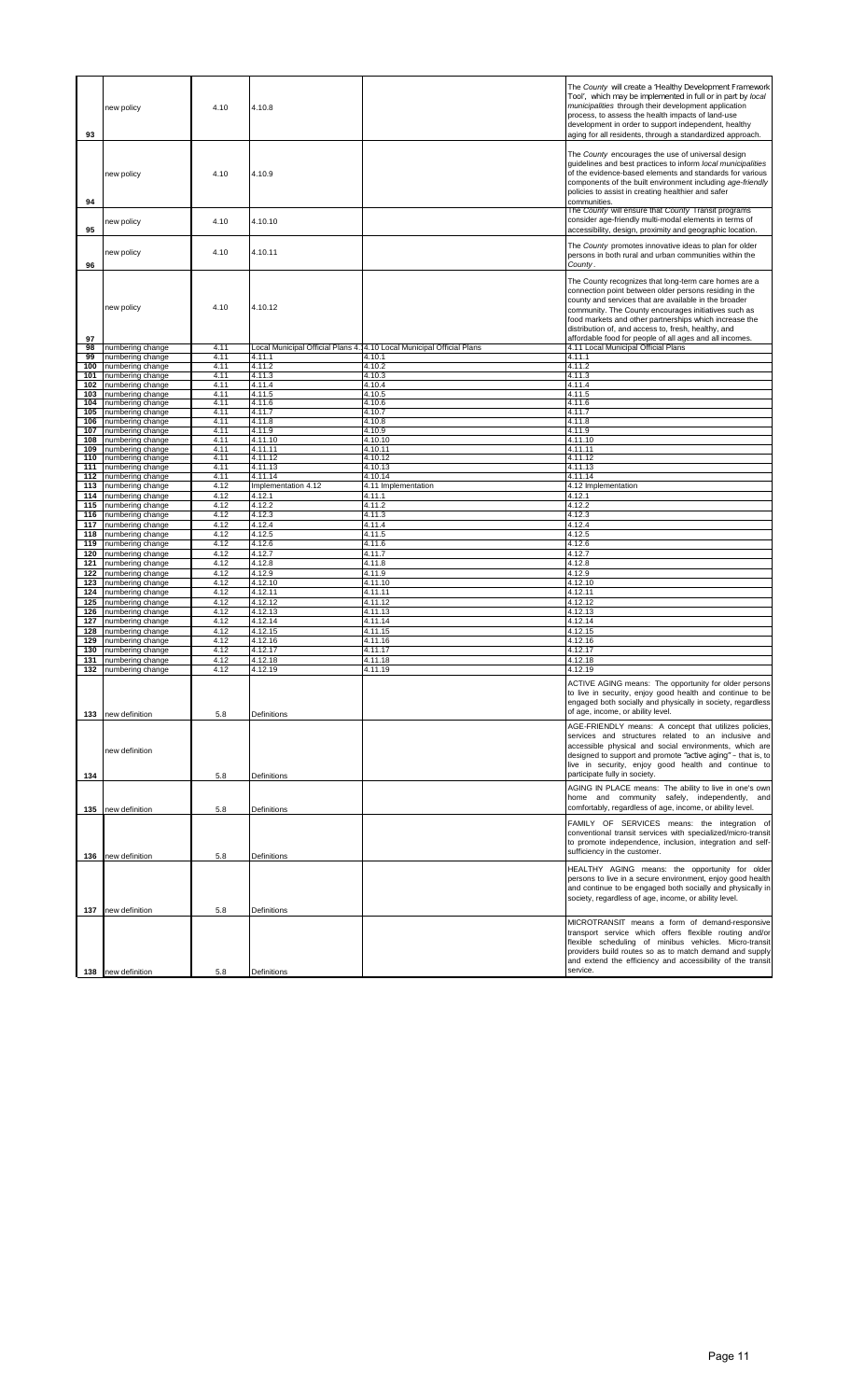| | | | | | |
|---|---|---|---|---|---|
| 93 | new policy | 4.10 | 4.10.8 | | The *County* will create a 'Healthy Development Framework Tool', which may be implemented in full or in part by *local municipalities* through their development application process, to assess the health impacts of land-use development in order to support independent, healthy aging for all residents, through a standardized approach. |
| 94 | new policy | 4.10 | 4.10.9 | | The *County* encourages the use of universal design guidelines and best practices to inform *local municipalities* of the evidence-based elements and standards for various components of the built environment including *age-friendly* policies to assist in creating healthier and safer communities. |
| 95 | new policy | 4.10 | 4.10.10 | | The *County* will ensure that *County* Transit programs consider age-friendly multi-modal elements in terms of accessibility, design, proximity and geographic location. |
| 96 | new policy | 4.10 | 4.10.11 | | The *County* promotes innovative ideas to plan for older persons in both rural and urban communities within the *County*. |
| 97 | new policy | 4.10 | 4.10.12 | | The County recognizes that long-term care homes are a connection point between older persons residing in the county and services that are available in the broader community. The County encourages initiatives such as food markets and other partnerships which increase the distribution of, and access to, fresh, healthy, and affordable food for people of all ages and all incomes. |
| 98 | numbering change | 4.11 | Local Municipal Official Plans 4.1 | 4.10 Local Municipal Official Plans | 4.11 Local Municipal Official Plans |
| 99 | numbering change | 4.11 | 4.11.1 | 4.10.1 | 4.11.1 |
| 100 | numbering change | 4.11 | 4.11.2 | 4.10.2 | 4.11.2 |
| 101 | numbering change | 4.11 | 4.11.3 | 4.10.3 | 4.11.3 |
| 102 | numbering change | 4.11 | 4.11.4 | 4.10.4 | 4.11.4 |
| 103 | numbering change | 4.11 | 4.11.5 | 4.10.5 | 4.11.5 |
| 104 | numbering change | 4.11 | 4.11.6 | 4.10.6 | 4.11.6 |
| 105 | numbering change | 4.11 | 4.11.7 | 4.10.7 | 4.11.7 |
| 106 | numbering change | 4.11 | 4.11.8 | 4.10.8 | 4.11.8 |
| 107 | numbering change | 4.11 | 4.11.9 | 4.10.9 | 4.11.9 |
| 108 | numbering change | 4.11 | 4.11.10 | 4.10.10 | 4.11.10 |
| 109 | numbering change | 4.11 | 4.11.11 | 4.10.11 | 4.11.11 |
| 110 | numbering change | 4.11 | 4.11.12 | 4.10.12 | 4.11.12 |
| 111 | numbering change | 4.11 | 4.11.13 | 4.10.13 | 4.11.13 |
| 112 | numbering change | 4.11 | 4.11.14 | 4.10.14 | 4.11.14 |
| 113 | numbering change | 4.12 | Implementation 4.12 | 4.11 Implementation | 4.12 Implementation |
| 114 | numbering change | 4.12 | 4.12.1 | 4.11.1 | 4.12.1 |
| 115 | numbering change | 4.12 | 4.12.2 | 4.11.2 | 4.12.2 |
| 116 | numbering change | 4.12 | 4.12.3 | 4.11.3 | 4.12.3 |
| 117 | numbering change | 4.12 | 4.12.4 | 4.11.4 | 4.12.4 |
| 118 | numbering change | 4.12 | 4.12.5 | 4.11.5 | 4.12.5 |
| 119 | numbering change | 4.12 | 4.12.6 | 4.11.6 | 4.12.6 |
| 120 | numbering change | 4.12 | 4.12.7 | 4.11.7 | 4.12.7 |
| 121 | numbering change | 4.12 | 4.12.8 | 4.11.8 | 4.12.8 |
| 122 | numbering change | 4.12 | 4.12.9 | 4.11.9 | 4.12.9 |
| 123 | numbering change | 4.12 | 4.12.10 | 4.11.10 | 4.12.10 |
| 124 | numbering change | 4.12 | 4.12.11 | 4.11.11 | 4.12.11 |
| 125 | numbering change | 4.12 | 4.12.12 | 4.11.12 | 4.12.12 |
| 126 | numbering change | 4.12 | 4.12.13 | 4.11.13 | 4.12.13 |
| 127 | numbering change | 4.12 | 4.12.14 | 4.11.14 | 4.12.14 |
| 128 | numbering change | 4.12 | 4.12.15 | 4.11.15 | 4.12.15 |
| 129 | numbering change | 4.12 | 4.12.16 | 4.11.16 | 4.12.16 |
| 130 | numbering change | 4.12 | 4.12.17 | 4.11.17 | 4.12.17 |
| 131 | numbering change | 4.12 | 4.12.18 | 4.11.18 | 4.12.18 |
| 132 | numbering change | 4.12 | 4.12.19 | 4.11.19 | 4.12.19 |
| 133 | new definition | 5.8 | Definitions | | ACTIVE AGING means: The opportunity for older persons to live in security, enjoy good health and continue to be engaged both socially and physically in society, regardless of age, income, or ability level. |
| 134 | new definition | 5.8 | Definitions | | AGE-FRIENDLY means: A concept that utilizes policies, services and structures related to an inclusive and accessible physical and social environments, which are designed to support and promote "active aging" – that is, to live in security, enjoy good health and continue to participate fully in society. |
| 135 | new definition | 5.8 | Definitions | | AGING IN PLACE means: The ability to live in one's own home and community safely, independently, and comfortably, regardless of age, income, or ability level. |
| 136 | new definition | 5.8 | Definitions | | FAMILY OF SERVICES means: the integration of conventional transit services with specialized/micro-transit to promote independence, inclusion, integration and self-sufficiency in the customer. |
| 137 | new definition | 5.8 | Definitions | | HEALTHY AGING means: the opportunity for older persons to live in a secure environment, enjoy good health and continue to be engaged both socially and physically in society, regardless of age, income, or ability level. |
| 138 | new definition | 5.8 | Definitions | | MICROTRANSIT means a form of demand-responsive transport service which offers flexible routing and/or flexible scheduling of minibus vehicles. Micro-transit providers build routes so as to match demand and supply and extend the efficiency and accessibility of the transit service. |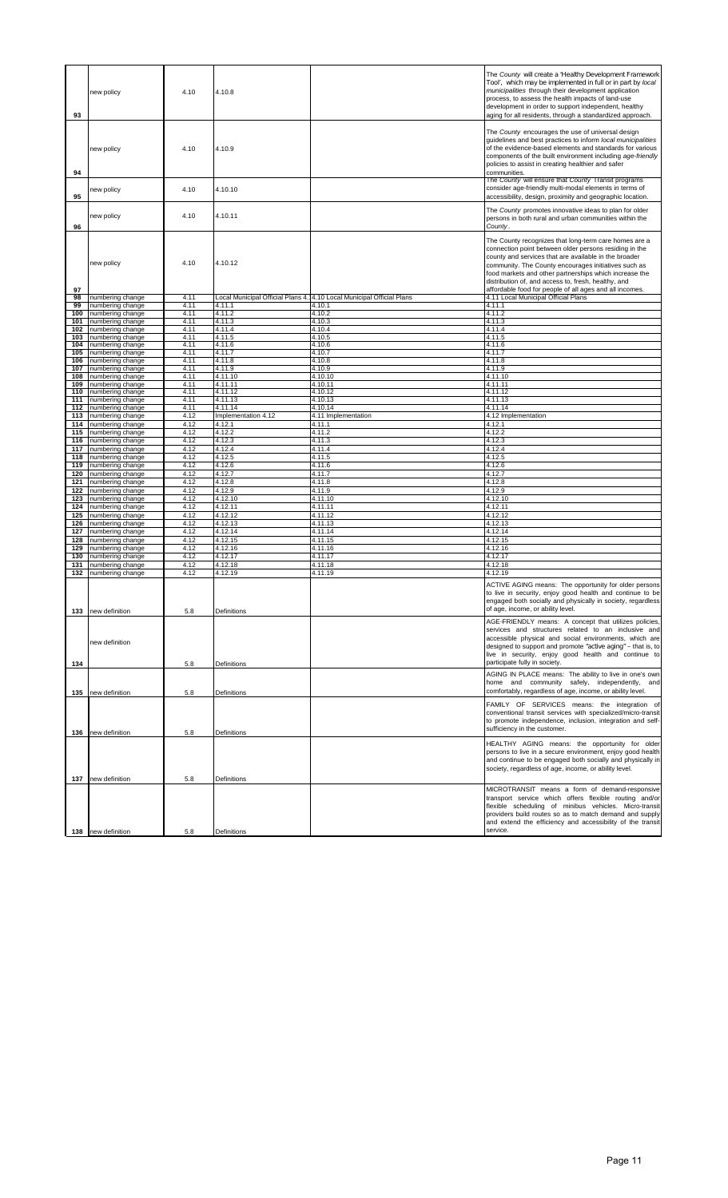| | | | | | |
|---|---|---|---|---|---|
| 93 | new policy | 4.10 | 4.10.8 | | The *County* will create a 'Healthy Development Framework Tool', which may be implemented in full or in part by *local municipalities* through their development application process, to assess the health impacts of land-use development in order to support independent, healthy aging for all residents, through a standardized approach. |
| 94 | new policy | 4.10 | 4.10.9 | | The *County* encourages the use of universal design guidelines and best practices to inform *local municipalities* of the evidence-based elements and standards for various components of the built environment including *age-friendly* policies to assist in creating healthier and safer communities. |
| 95 | new policy | 4.10 | 4.10.10 | | The *County* will ensure that *County* Transit programs consider age-friendly multi-modal elements in terms of accessibility, design, proximity and geographic location. |
| 96 | new policy | 4.10 | 4.10.11 | | The *County* promotes innovative ideas to plan for older persons in both rural and urban communities within the *County*. |
| 97 | new policy | 4.10 | 4.10.12 | | The County recognizes that long-term care homes are a connection point between older persons residing in the county and services that are available in the broader community. The County encourages initiatives such as food markets and other partnerships which increase the distribution of, and access to, fresh, healthy, and affordable food for people of all ages and all incomes. |
| 98 | numbering change | 4.11 | Local Municipal Official Plans 4.1 | 4.10 Local Municipal Official Plans | 4.11 Local Municipal Official Plans |
| 99 | numbering change | 4.11 | 4.11.1 | 4.10.1 | 4.11.1 |
| 100 | numbering change | 4.11 | 4.11.2 | 4.10.2 | 4.11.2 |
| 101 | numbering change | 4.11 | 4.11.3 | 4.10.3 | 4.11.3 |
| 102 | numbering change | 4.11 | 4.11.4 | 4.10.4 | 4.11.4 |
| 103 | numbering change | 4.11 | 4.11.5 | 4.10.5 | 4.11.5 |
| 104 | numbering change | 4.11 | 4.11.6 | 4.10.6 | 4.11.6 |
| 105 | numbering change | 4.11 | 4.11.7 | 4.10.7 | 4.11.7 |
| 106 | numbering change | 4.11 | 4.11.8 | 4.10.8 | 4.11.8 |
| 107 | numbering change | 4.11 | 4.11.9 | 4.10.9 | 4.11.9 |
| 108 | numbering change | 4.11 | 4.11.10 | 4.10.10 | 4.11.10 |
| 109 | numbering change | 4.11 | 4.11.11 | 4.10.11 | 4.11.11 |
| 110 | numbering change | 4.11 | 4.11.12 | 4.10.12 | 4.11.12 |
| 111 | numbering change | 4.11 | 4.11.13 | 4.10.13 | 4.11.13 |
| 112 | numbering change | 4.11 | 4.11.14 | 4.10.14 | 4.11.14 |
| 113 | numbering change | 4.12 | Implementation 4.12 | 4.11 Implementation | 4.12 Implementation |
| 114 | numbering change | 4.12 | 4.12.1 | 4.11.1 | 4.12.1 |
| 115 | numbering change | 4.12 | 4.12.2 | 4.11.2 | 4.12.2 |
| 116 | numbering change | 4.12 | 4.12.3 | 4.11.3 | 4.12.3 |
| 117 | numbering change | 4.12 | 4.12.4 | 4.11.4 | 4.12.4 |
| 118 | numbering change | 4.12 | 4.12.5 | 4.11.5 | 4.12.5 |
| 119 | numbering change | 4.12 | 4.12.6 | 4.11.6 | 4.12.6 |
| 120 | numbering change | 4.12 | 4.12.7 | 4.11.7 | 4.12.7 |
| 121 | numbering change | 4.12 | 4.12.8 | 4.11.8 | 4.12.8 |
| 122 | numbering change | 4.12 | 4.12.9 | 4.11.9 | 4.12.9 |
| 123 | numbering change | 4.12 | 4.12.10 | 4.11.10 | 4.12.10 |
| 124 | numbering change | 4.12 | 4.12.11 | 4.11.11 | 4.12.11 |
| 125 | numbering change | 4.12 | 4.12.12 | 4.11.12 | 4.12.12 |
| 126 | numbering change | 4.12 | 4.12.13 | 4.11.13 | 4.12.13 |
| 127 | numbering change | 4.12 | 4.12.14 | 4.11.14 | 4.12.14 |
| 128 | numbering change | 4.12 | 4.12.15 | 4.11.15 | 4.12.15 |
| 129 | numbering change | 4.12 | 4.12.16 | 4.11.16 | 4.12.16 |
| 130 | numbering change | 4.12 | 4.12.17 | 4.11.17 | 4.12.17 |
| 131 | numbering change | 4.12 | 4.12.18 | 4.11.18 | 4.12.18 |
| 132 | numbering change | 4.12 | 4.12.19 | 4.11.19 | 4.12.19 |
| 133 | new definition | 5.8 | Definitions | | ACTIVE AGING means: The opportunity for older persons to live in security, enjoy good health and continue to be engaged both socially and physically in society, regardless of age, income, or ability level. |
| 134 | new definition | 5.8 | Definitions | | AGE-FRIENDLY means: A concept that utilizes policies, services and structures related to an inclusive and accessible physical and social environments, which are designed to support and promote "active aging" – that is, to live in security, enjoy good health and continue to participate fully in society. |
| 135 | new definition | 5.8 | Definitions | | AGING IN PLACE means: The ability to live in one's own home and community safely, independently, and comfortably, regardless of age, income, or ability level. |
| 136 | new definition | 5.8 | Definitions | | FAMILY OF SERVICES means: the integration of conventional transit services with specialized/micro-transit to promote independence, inclusion, integration and self-sufficiency in the customer. |
| 137 | new definition | 5.8 | Definitions | | HEALTHY AGING means: the opportunity for older persons to live in a secure environment, enjoy good health and continue to be engaged both socially and physically in society, regardless of age, income, or ability level. |
| 138 | new definition | 5.8 | Definitions | | MICROTRANSIT means a form of demand-responsive transport service which offers flexible routing and/or flexible scheduling of minibus vehicles. Micro-transit providers build routes so as to match demand and supply and extend the efficiency and accessibility of the transit service. |